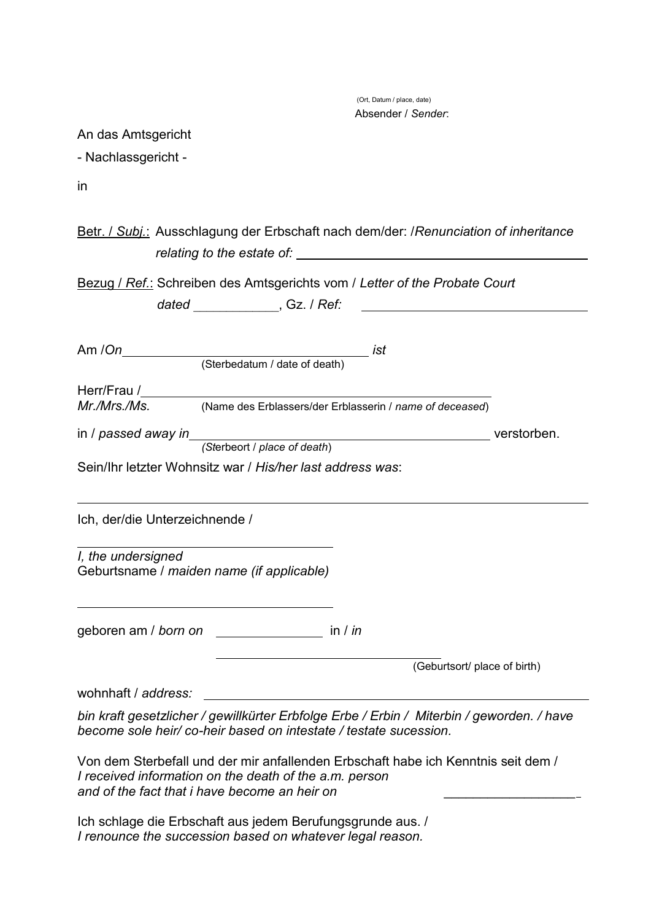(Ort, Datum / place, date)

Absender / *Sender*:

An das Amtsgericht

- Nachlassgericht -

in

<u>Betr. / *Subj.*</u>: Ausschlagung der Erbschaft nach dem/der: /*Renunciation of inheritance relating to the estate of:* ______________________________

<u>Bezug / *Ref.*</u>: Schreiben des Amtsgerichts vom / *Letter of the Probate Court dated* ___________, Gz. / *Ref:* ______________________________

Am /*On* ______________________________ *ist*
(Sterbedatum / date of death)

Herr/Frau / ______________________________
*Mr./Mrs./Ms.* (Name des Erblassers/der Erblasserin / *name of deceased*)

in / *passed away in* ______________________________ verstorben.
(*St*erbeort / *place of death*)

Sein/Ihr letzter Wohnsitz war / *His/her last address was*:

______________________________

Ich, der/die Unterzeichnende /

______________________________

*I, the undersigned*
Geburtsname / *maiden name (if applicable)*

______________________________

geboren am / *born on* _______________ in / *in*

______________________________
(Geburtsort/ place of birth)

wohnhaft / *address:* ______________________________

*bin kraft gesetzlicher / gewillkürter Erbfolge Erbe / Erbin / Miterbin / geworden. / have become sole heir/ co-heir based on intestate / testate sucession.*

Von dem Sterbefall und der mir anfallenden Erbschaft habe ich Kenntnis seit dem /
*I received information on the death of the a.m. person and of the fact that i have become an heir on* __________________

Ich schlage die Erbschaft aus jedem Berufungsgrunde aus. /
*I renounce the succession based on whatever legal reason.*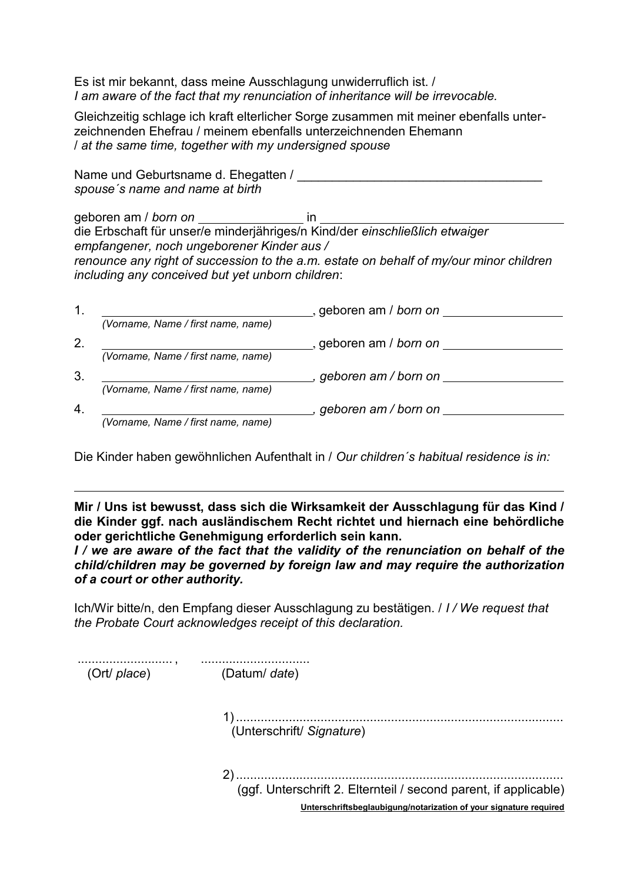Es ist mir bekannt, dass meine Ausschlagung unwiderruflich ist. /
*I am aware of the fact that my renunciation of inheritance will be irrevocable.*

Gleichzeitig schlage ich kraft elterlicher Sorge zusammen mit meiner ebenfalls unterzeichnenden Ehefrau / meinem ebenfalls unterzeichnenden Ehemann
/ *at the same time, together with my undersigned spouse*

Name und Geburtsname d. Ehegatten / ___________________________________
*spouse´s name and name at birth*

geboren am / *born on* _______________ in ___________________________________
die Erbschaft für unser/e minderjähriges/n Kind/der *einschließlich etwaiger empfangener, noch ungeborener Kinder aus /*
*renounce any right of succession to the a.m. estate on behalf of my/our minor children including any conceived but yet unborn children*:

1. ______________________________, geboren am / *born on* _________________
   *(Vorname, Name / first name, name)*
2. ______________________________, geboren am / *born on* _________________
   *(Vorname, Name / first name, name)*
3. ______________________________*, geboren am / born on* _________________
   *(Vorname, Name / first name, name)*
4. ______________________________*, geboren am / born on* _________________
   *(Vorname, Name / first name, name)*

Die Kinder haben gewöhnlichen Aufenthalt in / *Our children´s habitual residence is in:*

___________________________________________________________________________

**Mir / Uns ist bewusst, dass sich die Wirksamkeit der Ausschlagung für das Kind / die Kinder ggf. nach ausländischem Recht richtet und hiernach eine behördliche oder gerichtliche Genehmigung erforderlich sein kann.**
***I / we are aware of the fact that the validity of the renunciation on behalf of the child/children may be governed by foreign law and may require the authorization of a court or other authority.***

Ich/Wir bitte/n, den Empfang dieser Ausschlagung zu bestätigen. / *I / We request that the Probate Court acknowledges receipt of this declaration.*

.......................... , ..............................
(Ort/ *place*) (Datum/ *date*)

1) ............................................................................................
(Unterschrift/ *Signature*)

2) ............................................................................................
(ggf. Unterschrift 2. Elternteil / second parent, if applicable)

**Unterschriftsbeglaubigung/notarization of your signature required**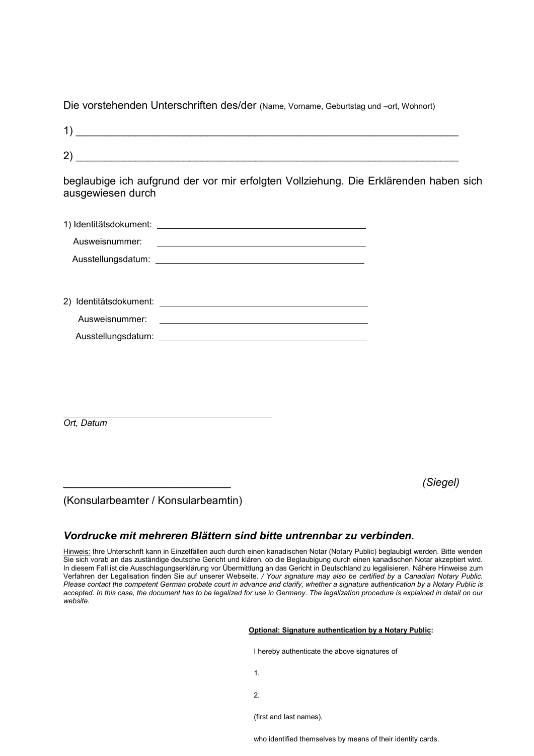Die vorstehenden Unterschriften des/der (Name, Vorname, Geburtstag und –ort, Wohnort)

1) ________________________________________________________________

2) ________________________________________________________________

beglaubige ich aufgrund der vor mir erfolgten Vollziehung. Die Erklärenden haben sich ausgewiesen durch

1) Identitätsdokument: ____________________________________

Ausweisnummer: ____________________________________

Ausstellungsdatum: ____________________________________

2) Identitätsdokument: ____________________________________

Ausweisnummer: ____________________________________

Ausstellungsdatum: ____________________________________

____________________________________

*Ort, Datum*

____________________________ *(Siegel)*

(Konsularbeamter / Konsularbeamtin)

### *Vordrucke mit mehreren Blättern sind bitte untrennbar zu verbinden.*

Hinweis: Ihre Unterschrift kann in Einzelfällen auch durch einen kanadischen Notar (Notary Public) beglaubigt werden. Bitte wenden Sie sich vorab an das zuständige deutsche Gericht und klären, ob die Beglaubigung durch einen kanadischen Notar akzeptiert wird. In diesem Fall ist die Ausschlagungserklärung vor Übermittlung an das Gericht in Deutschland zu legalisieren. Nähere Hinweise zum Verfahren der Legalisation finden Sie auf unserer Webseite. */ Your signature may also be certified by a Canadian Notary Public. Please contact the competent German probate court in advance and clarify, whether a signature authentication by a Notary Public is accepted. In this case, the document has to be legalized for use in Germany. The legalization procedure is explained in detail on our website.*

**Optional: Signature authentication by a Notary Public:**

I hereby authenticate the above signatures of

1.

2.

(first and last names),

who identified themselves by means of their identity cards.